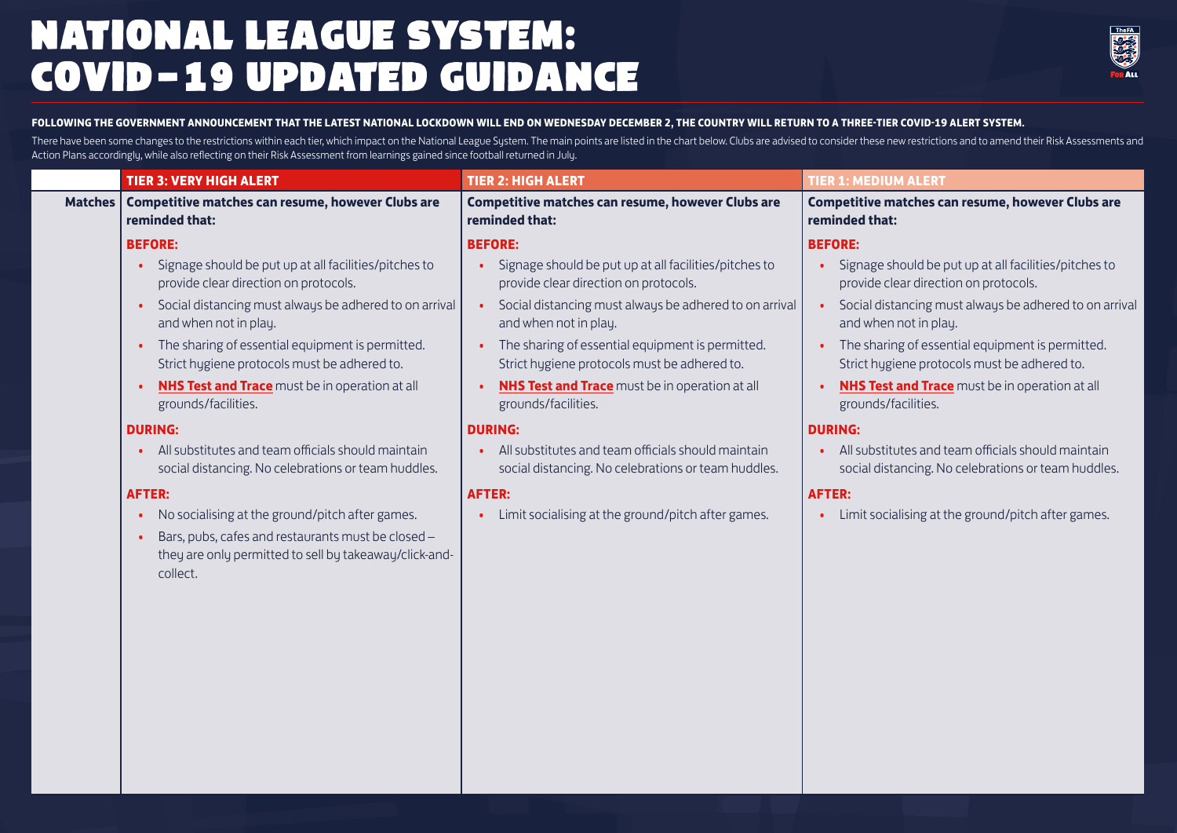# NATIONAL LEAGUE SYSTEM: COVID-19 UPDATED GUIDANCE

**FOLLOWING THE GOVERNMENT ANNOUNCEMENT THAT THE LATEST NATIONAL LOCKDOWN WILL END ON WEDNESDAY DECEMBER 2, THE COUNTRY WILL RETURN TO A THREE-TIER COVID-19 ALERT SYSTEM.**

There have been some changes to the restrictions within each tier, which impact on the National League System. The main points are listed in the chart below. Clubs are advised to consider these new restrictions and to amend their Risk Assessments and Action Plans accordingly, while also reflecting on their Risk Assessment from learnings gained since football returned in July.

| | TIER 3: VERY HIGH ALERT | TIER 2: HIGH ALERT | TIER 1: MEDIUM ALERT |
|---|---|---|---|
| **Matches** | **Competitive matches can resume, however Clubs are reminded that:**<br><br>**BEFORE:**<br>• Signage should be put up at all facilities/pitches to provide clear direction on protocols.<br>• Social distancing must always be adhered to on arrival and when not in play.<br>• The sharing of essential equipment is permitted. Strict hygiene protocols must be adhered to.<br>• **NHS Test and Trace** must be in operation at all grounds/facilities.<br><br>**DURING:**<br>• All substitutes and team officials should maintain social distancing. No celebrations or team huddles.<br><br>**AFTER:**<br>• No socialising at the ground/pitch after games.<br>• Bars, pubs, cafes and restaurants must be closed – they are only permitted to sell by takeaway/click-and-collect. | **Competitive matches can resume, however Clubs are reminded that:**<br><br>**BEFORE:**<br>• Signage should be put up at all facilities/pitches to provide clear direction on protocols.<br>• Social distancing must always be adhered to on arrival and when not in play.<br>• The sharing of essential equipment is permitted. Strict hygiene protocols must be adhered to.<br>• **NHS Test and Trace** must be in operation at all grounds/facilities.<br><br>**DURING:**<br>• All substitutes and team officials should maintain social distancing. No celebrations or team huddles.<br><br>**AFTER:**<br>• Limit socialising at the ground/pitch after games. | **Competitive matches can resume, however Clubs are reminded that:**<br><br>**BEFORE:**<br>• Signage should be put up at all facilities/pitches to provide clear direction on protocols.<br>• Social distancing must always be adhered to on arrival and when not in play.<br>• The sharing of essential equipment is permitted. Strict hygiene protocols must be adhered to.<br>• **NHS Test and Trace** must be in operation at all grounds/facilities.<br><br>**DURING:**<br>• All substitutes and team officials should maintain social distancing. No celebrations or team huddles.<br><br>**AFTER:**<br>• Limit socialising at the ground/pitch after games. |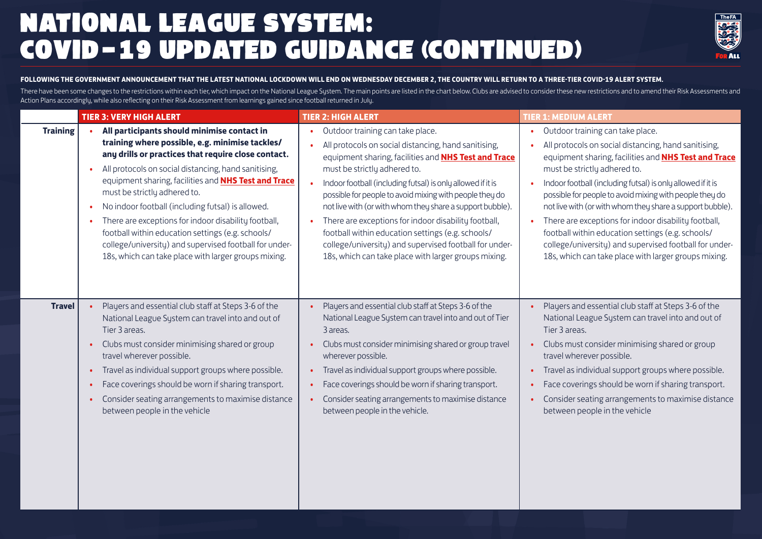# NATIONAL LEAGUE SYSTEM: COVID-19 UPDATED GUIDANCE (CONTINUED)

**FOLLOWING THE GOVERNMENT ANNOUNCEMENT THAT THE LATEST NATIONAL LOCKDOWN WILL END ON WEDNESDAY DECEMBER 2, THE COUNTRY WILL RETURN TO A THREE-TIER COVID-19 ALERT SYSTEM.**

There have been some changes to the restrictions within each tier, which impact on the National League System. The main points are listed in the chart below. Clubs are advised to consider these new restrictions and to amend their Risk Assessments and Action Plans accordingly, while also reflecting on their Risk Assessment from learnings gained since football returned in July.

| | TIER 3: VERY HIGH ALERT | TIER 2: HIGH ALERT | TIER 1: MEDIUM ALERT |
|---|---|---|---|
| **Training** | • **All participants should minimise contact in training where possible, e.g. minimise tackles/ any drills or practices that require close contact.**<br>• All protocols on social distancing, hand sanitising, equipment sharing, facilities and **NHS Test and Trace** must be strictly adhered to.<br>• No indoor football (including futsal) is allowed.<br>• There are exceptions for indoor disability football, football within education settings (e.g. schools/ college/university) and supervised football for under-18s, which can take place with larger groups mixing. | • Outdoor training can take place.<br>• All protocols on social distancing, hand sanitising, equipment sharing, facilities and **NHS Test and Trace** must be strictly adhered to.<br>• Indoor football (including futsal) is only allowed if it is possible for people to avoid mixing with people they do not live with (or with whom they share a support bubble).<br>• There are exceptions for indoor disability football, football within education settings (e.g. schools/ college/university) and supervised football for under-18s, which can take place with larger groups mixing. | • Outdoor training can take place.<br>• All protocols on social distancing, hand sanitising, equipment sharing, facilities and **NHS Test and Trace** must be strictly adhered to.<br>• Indoor football (including futsal) is only allowed if it is possible for people to avoid mixing with people they do not live with (or with whom they share a support bubble).<br>• There are exceptions for indoor disability football, football within education settings (e.g. schools/ college/university) and supervised football for under-18s, which can take place with larger groups mixing. |
| **Travel** | • Players and essential club staff at Steps 3-6 of the National League System can travel into and out of Tier 3 areas.<br>• Clubs must consider minimising shared or group travel wherever possible.<br>• Travel as individual support groups where possible.<br>• Face coverings should be worn if sharing transport.<br>• Consider seating arrangements to maximise distance between people in the vehicle | • Players and essential club staff at Steps 3-6 of the National League System can travel into and out of Tier 3 areas.<br>• Clubs must consider minimising shared or group travel wherever possible.<br>• Travel as individual support groups where possible.<br>• Face coverings should be worn if sharing transport.<br>• Consider seating arrangements to maximise distance between people in the vehicle. | • Players and essential club staff at Steps 3-6 of the National League System can travel into and out of Tier 3 areas.<br>• Clubs must consider minimising shared or group travel wherever possible.<br>• Travel as individual support groups where possible.<br>• Face coverings should be worn if sharing transport.<br>• Consider seating arrangements to maximise distance between people in the vehicle |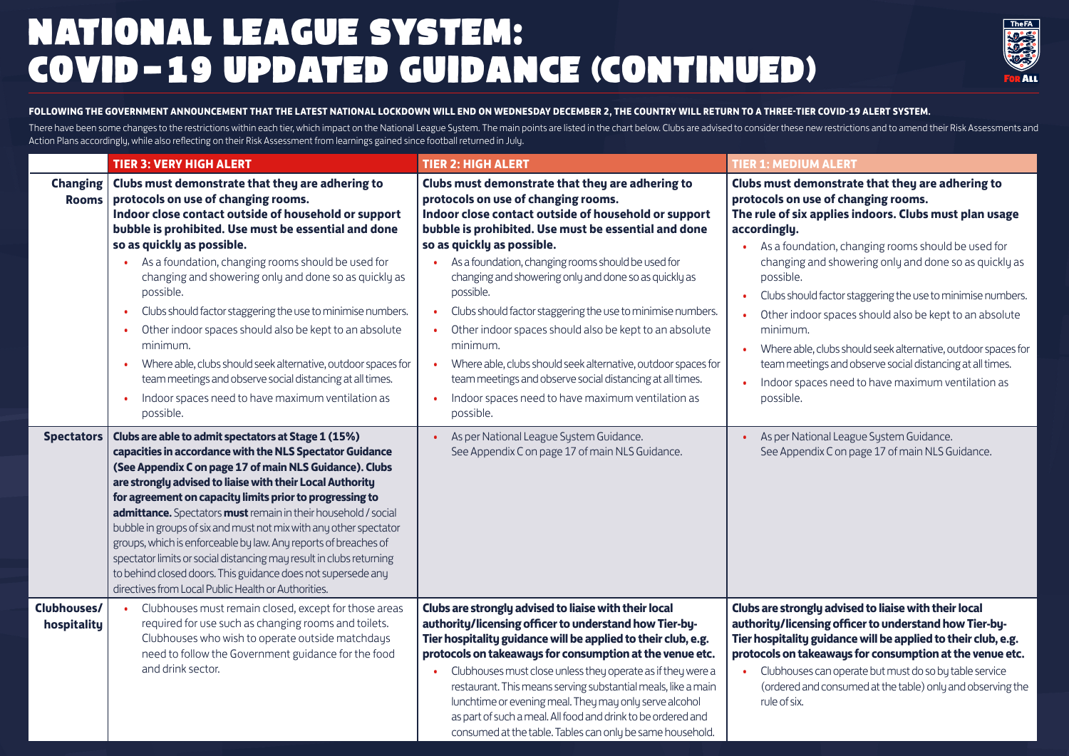# NATIONAL LEAGUE SYSTEM: COVID-19 UPDATED GUIDANCE (CONTINUED)

**FOLLOWING THE GOVERNMENT ANNOUNCEMENT THAT THE LATEST NATIONAL LOCKDOWN WILL END ON WEDNESDAY DECEMBER 2, THE COUNTRY WILL RETURN TO A THREE-TIER COVID-19 ALERT SYSTEM.**

There have been some changes to the restrictions within each tier, which impact on the National League System. The main points are listed in the chart below. Clubs are advised to consider these new restrictions and to amend their Risk Assessments and Action Plans accordingly, while also reflecting on their Risk Assessment from learnings gained since football returned in July.

| | TIER 3: VERY HIGH ALERT | TIER 2: HIGH ALERT | TIER 1: MEDIUM ALERT |
|---|---|---|---|
| **Changing Rooms** | **Clubs must demonstrate that they are adhering to protocols on use of changing rooms. Indoor close contact outside of household or support bubble is prohibited. Use must be essential and done so as quickly as possible.**<br>• As a foundation, changing rooms should be used for changing and showering only and done so as quickly as possible.<br>• Clubs should factor staggering the use to minimise numbers.<br>• Other indoor spaces should also be kept to an absolute minimum.<br>• Where able, clubs should seek alternative, outdoor spaces for team meetings and observe social distancing at all times.<br>• Indoor spaces need to have maximum ventilation as possible. | **Clubs must demonstrate that they are adhering to protocols on use of changing rooms. Indoor close contact outside of household or support bubble is prohibited. Use must be essential and done so as quickly as possible.**<br>• As a foundation, changing rooms should be used for changing and showering only and done so as quickly as possible.<br>• Clubs should factor staggering the use to minimise numbers.<br>• Other indoor spaces should also be kept to an absolute minimum.<br>• Where able, clubs should seek alternative, outdoor spaces for team meetings and observe social distancing at all times.<br>• Indoor spaces need to have maximum ventilation as possible. | **Clubs must demonstrate that they are adhering to protocols on use of changing rooms. The rule of six applies indoors. Clubs must plan usage accordingly.**<br>• As a foundation, changing rooms should be used for changing and showering only and done so as quickly as possible.<br>• Clubs should factor staggering the use to minimise numbers.<br>• Other indoor spaces should also be kept to an absolute minimum.<br>• Where able, clubs should seek alternative, outdoor spaces for team meetings and observe social distancing at all times.<br>• Indoor spaces need to have maximum ventilation as possible. |
| **Spectators** | **Clubs are able to admit spectators at Stage 1 (15%) capacities in accordance with the NLS Spectator Guidance (See Appendix C on page 17 of main NLS Guidance). Clubs are strongly advised to liaise with their Local Authority for agreement on capacity limits prior to progressing to admittance.** Spectators **must** remain in their household / social bubble in groups of six and must not mix with any other spectator groups, which is enforceable by law. Any reports of breaches of spectator limits or social distancing may result in clubs returning to behind closed doors. This guidance does not supersede any directives from Local Public Health or Authorities. | • As per National League System Guidance. See Appendix C on page 17 of main NLS Guidance. | • As per National League System Guidance. See Appendix C on page 17 of main NLS Guidance. |
| **Clubhouses/ hospitality** | • Clubhouses must remain closed, except for those areas required for use such as changing rooms and toilets. Clubhouses who wish to operate outside matchdays need to follow the Government guidance for the food and drink sector. | **Clubs are strongly advised to liaise with their local authority/licensing officer to understand how Tier-by-Tier hospitality guidance will be applied to their club, e.g. protocols on takeaways for consumption at the venue etc.**<br>• Clubhouses must close unless they operate as if they were a restaurant. This means serving substantial meals, like a main lunchtime or evening meal. They may only serve alcohol as part of such a meal. All food and drink to be ordered and consumed at the table. Tables can only be same household. | **Clubs are strongly advised to liaise with their local authority/licensing officer to understand how Tier-by-Tier hospitality guidance will be applied to their club, e.g. protocols on takeaways for consumption at the venue etc.**<br>• Clubhouses can operate but must do so by table service (ordered and consumed at the table) only and observing the rule of six. |